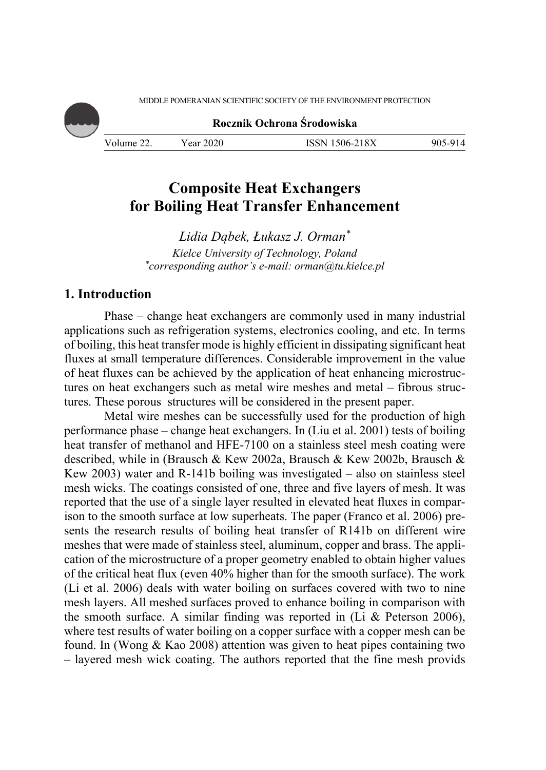# Composite Heat Exchangers for Boiling Heat Transfer Enhancement

*Lidia Dąbek, Łukasz J. Orman\**

*Kielce University of Technology, Poland*

*\*corresponding author's e-mail: orman@tu.kielce.pl*

## 1. Introduction

Phase – change heat exchangers are commonly used in many industrial applications such as refrigeration systems, electronics cooling, and etc. In terms of boiling, this heat transfer mode is highly efficient in dissipating significant heat fluxes at small temperature differences. Considerable improvement in the value of heat fluxes can be achieved by the application of heat enhancing microstructures on heat exchangers such as metal wire meshes and metal – fibrous structures. These porous structures will be considered in the present paper.

Metal wire meshes can be successfully used for the production of high performance phase – change heat exchangers. In (Liu et al. 2001) tests of boiling heat transfer of methanol and HFE-7100 on a stainless steel mesh coating were described, while in (Brausch & Kew 2002a, Brausch & Kew 2002b, Brausch & Kew 2003) water and R-141b boiling was investigated – also on stainless steel mesh wicks. The coatings consisted of one, three and five layers of mesh. It was reported that the use of a single layer resulted in elevated heat fluxes in comparison to the smooth surface at low superheats. The paper (Franco et al. 2006) presents the research results of boiling heat transfer of R141b on different wire meshes that were made of stainless steel, aluminum, copper and brass. The application of the microstructure of a proper geometry enabled to obtain higher values of the critical heat flux (even 40% higher than for the smooth surface). The work (Li et al. 2006) deals with water boiling on surfaces covered with two to nine mesh layers. All meshed surfaces proved to enhance boiling in comparison with the smooth surface. A similar finding was reported in (Li & Peterson 2006), where test results of water boiling on a copper surface with a copper mesh can be found. In (Wong & Kao 2008) attention was given to heat pipes containing two – layered mesh wick coating. The authors reported that the fine mesh provids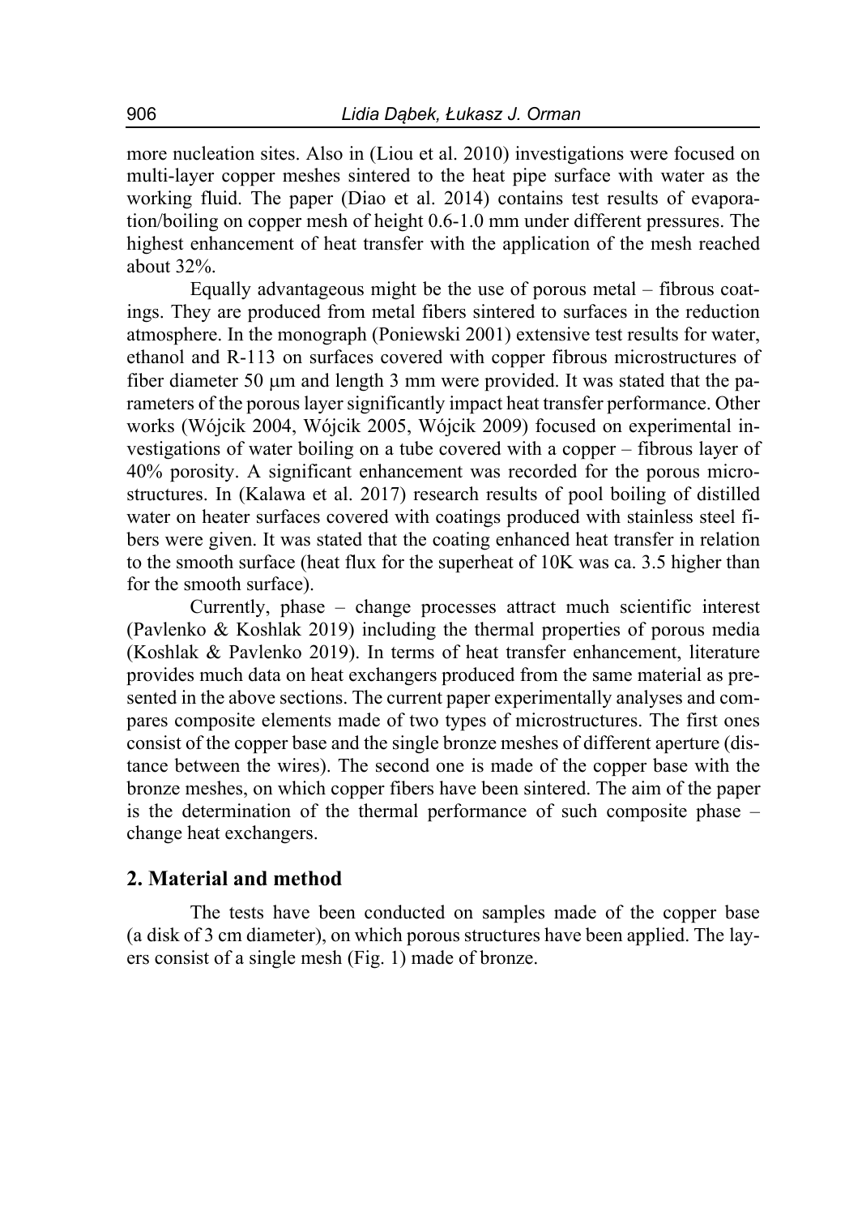more nucleation sites. Also in (Liou et al. 2010) investigations were focused on multi-layer copper meshes sintered to the heat pipe surface with water as the working fluid. The paper (Diao et al. 2014) contains test results of evaporation/boiling on copper mesh of height 0.6-1.0 mm under different pressures. The highest enhancement of heat transfer with the application of the mesh reached about 32%.

Equally advantageous might be the use of porous metal – fibrous coatings. They are produced from metal fibers sintered to surfaces in the reduction atmosphere. In the monograph (Poniewski 2001) extensive test results for water, ethanol and R-113 on surfaces covered with copper fibrous microstructures of fiber diameter 50 μm and length 3 mm were provided. It was stated that the parameters of the porous layer significantly impact heat transfer performance. Other works (Wójcik 2004, Wójcik 2005, Wójcik 2009) focused on experimental investigations of water boiling on a tube covered with a copper – fibrous layer of 40% porosity. A significant enhancement was recorded for the porous microstructures. In (Kalawa et al. 2017) research results of pool boiling of distilled water on heater surfaces covered with coatings produced with stainless steel fibers were given. It was stated that the coating enhanced heat transfer in relation to the smooth surface (heat flux for the superheat of 10K was ca. 3.5 higher than for the smooth surface).

Currently, phase – change processes attract much scientific interest (Pavlenko & Koshlak 2019) including the thermal properties of porous media (Koshlak & Pavlenko 2019). In terms of heat transfer enhancement, literature provides much data on heat exchangers produced from the same material as presented in the above sections. The current paper experimentally analyses and compares composite elements made of two types of microstructures. The first ones consist of the copper base and the single bronze meshes of different aperture (distance between the wires). The second one is made of the copper base with the bronze meshes, on which copper fibers have been sintered. The aim of the paper is the determination of the thermal performance of such composite phase – change heat exchangers.

## 2. Material and method

The tests have been conducted on samples made of the copper base (a disk of 3 cm diameter), on which porous structures have been applied. The layers consist of a single mesh (Fig. 1) made of bronze.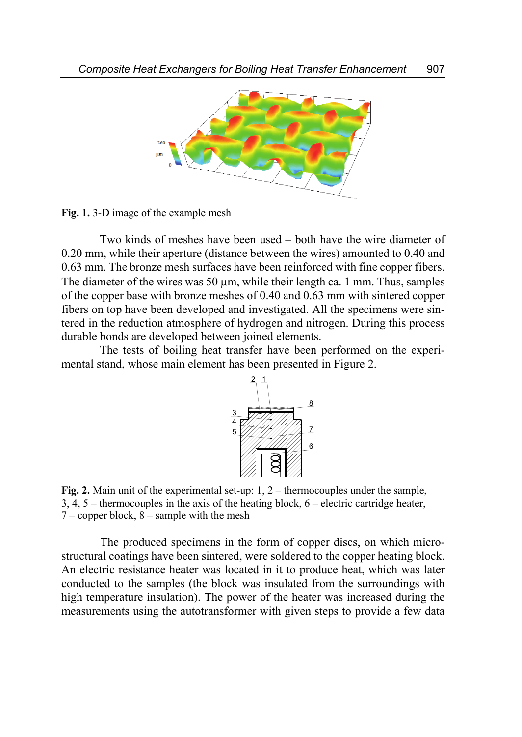Fig. 1. 3-D image of the example mesh

Two kinds of meshes have been used – both have the wire diameter of 0.20 mm, while their aperture (distance between the wires) amounted to 0.40 and 0.63 mm. The bronze mesh surfaces have been reinforced with fine copper fibers. The diameter of the wires was 50 μm, while their length ca. 1 mm. Thus, samples of the copper base with bronze meshes of 0.40 and 0.63 mm with sintered copper fibers on top have been developed and investigated. All the specimens were sintered in the reduction atmosphere of hydrogen and nitrogen. During this process durable bonds are developed between joined elements.

The tests of boiling heat transfer have been performed on the experimental stand, whose main element has been presented in Figure 2.

Fig. 2. Main unit of the experimental set-up: 1, 2 – thermocouples under the sample, 3, 4, 5 – thermocouples in the axis of the heating block, 6 – electric cartridge heater, 7 – copper block, 8 – sample with the mesh

The produced specimens in the form of copper discs, on which microstructural coatings have been sintered, were soldered to the copper heating block. An electric resistance heater was located in it to produce heat, which was later conducted to the samples (the block was insulated from the surroundings with high temperature insulation). The power of the heater was increased during the measurements using the autotransformer with given steps to provide a few data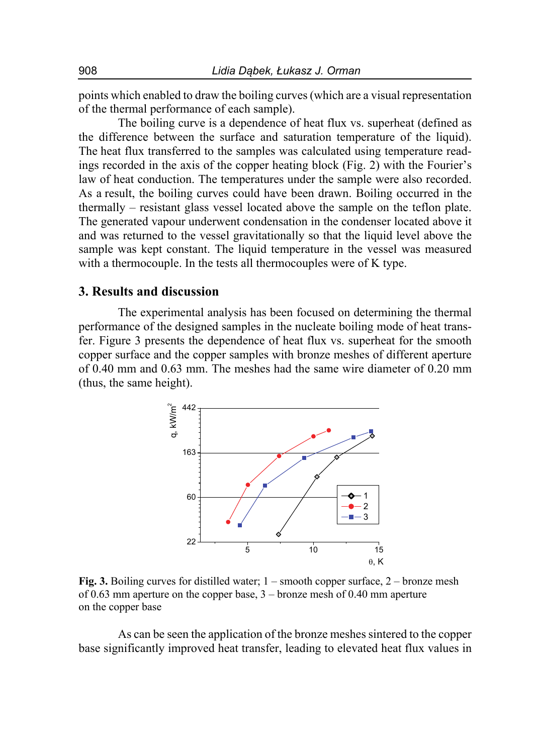points which enabled to draw the boiling curves (which are a visual representation of the thermal performance of each sample).

The boiling curve is a dependence of heat flux vs. superheat (defined as the difference between the surface and saturation temperature of the liquid). The heat flux transferred to the samples was calculated using temperature readings recorded in the axis of the copper heating block (Fig. 2) with the Fourier's law of heat conduction. The temperatures under the sample were also recorded. As a result, the boiling curves could have been drawn. Boiling occurred in the thermally – resistant glass vessel located above the sample on the teflon plate. The generated vapour underwent condensation in the condenser located above it and was returned to the vessel gravitationally so that the liquid level above the sample was kept constant. The liquid temperature in the vessel was measured with a thermocouple. In the tests all thermocouples were of K type.

## 3. Results and discussion

The experimental analysis has been focused on determining the thermal performance of the designed samples in the nucleate boiling mode of heat transfer. Figure 3 presents the dependence of heat flux vs. superheat for the smooth copper surface and the copper samples with bronze meshes of different aperture of 0.40 mm and 0.63 mm. The meshes had the same wire diameter of 0.20 mm (thus, the same height).

**Fig. 3.** Boiling curves for distilled water; 1 – smooth copper surface, 2 – bronze mesh of 0.63 mm aperture on the copper base, 3 – bronze mesh of 0.40 mm aperture on the copper base

As can be seen the application of the bronze meshes sintered to the copper base significantly improved heat transfer, leading to elevated heat flux values in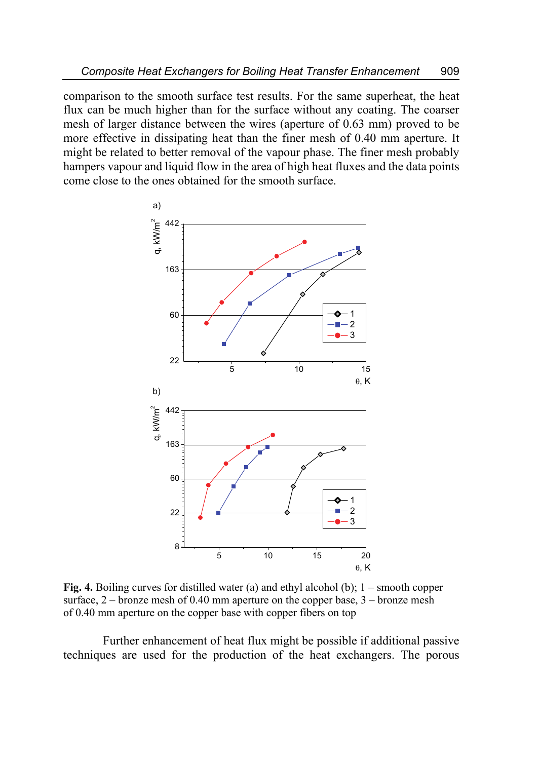comparison to the smooth surface test results. For the same superheat, the heat flux can be much higher than for the surface without any coating. The coarser mesh of larger distance between the wires (aperture of 0.63 mm) proved to be more effective in dissipating heat than the finer mesh of 0.40 mm aperture. It might be related to better removal of the vapour phase. The finer mesh probably hampers vapour and liquid flow in the area of high heat fluxes and the data points come close to the ones obtained for the smooth surface.

**Fig. 4.** Boiling curves for distilled water (a) and ethyl alcohol (b); 1 – smooth copper surface, 2 – bronze mesh of 0.40 mm aperture on the copper base, 3 – bronze mesh of 0.40 mm aperture on the copper base with copper fibers on top

Further enhancement of heat flux might be possible if additional passive techniques are used for the production of the heat exchangers. The porous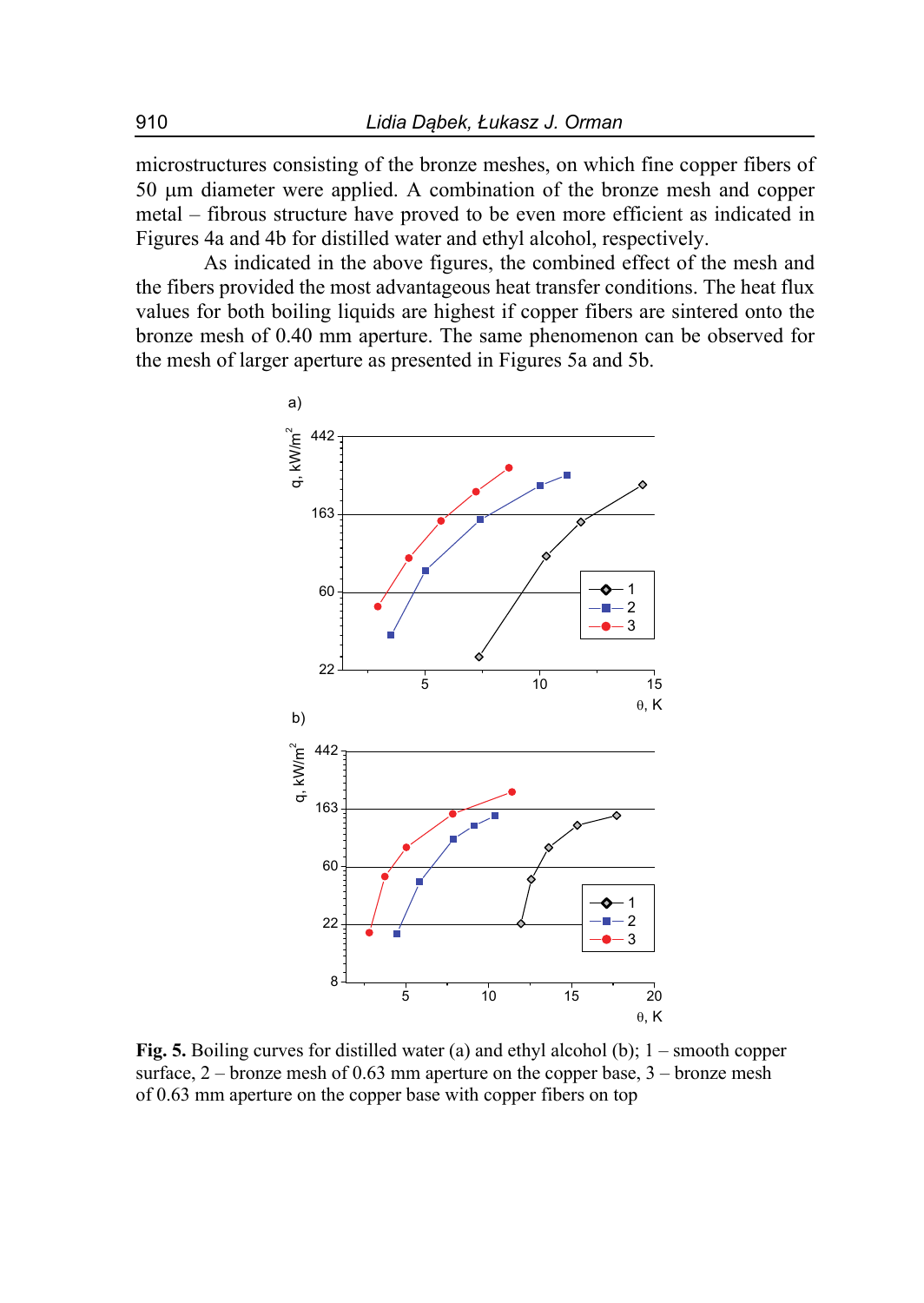microstructures consisting of the bronze meshes, on which fine copper fibers of 50 μm diameter were applied. A combination of the bronze mesh and copper metal – fibrous structure have proved to be even more efficient as indicated in Figures 4a and 4b for distilled water and ethyl alcohol, respectively.

As indicated in the above figures, the combined effect of the mesh and the fibers provided the most advantageous heat transfer conditions. The heat flux values for both boiling liquids are highest if copper fibers are sintered onto the bronze mesh of 0.40 mm aperture. The same phenomenon can be observed for the mesh of larger aperture as presented in Figures 5a and 5b.

**Fig. 5.** Boiling curves for distilled water (a) and ethyl alcohol (b); 1 – smooth copper surface, 2 – bronze mesh of 0.63 mm aperture on the copper base, 3 – bronze mesh of 0.63 mm aperture on the copper base with copper fibers on top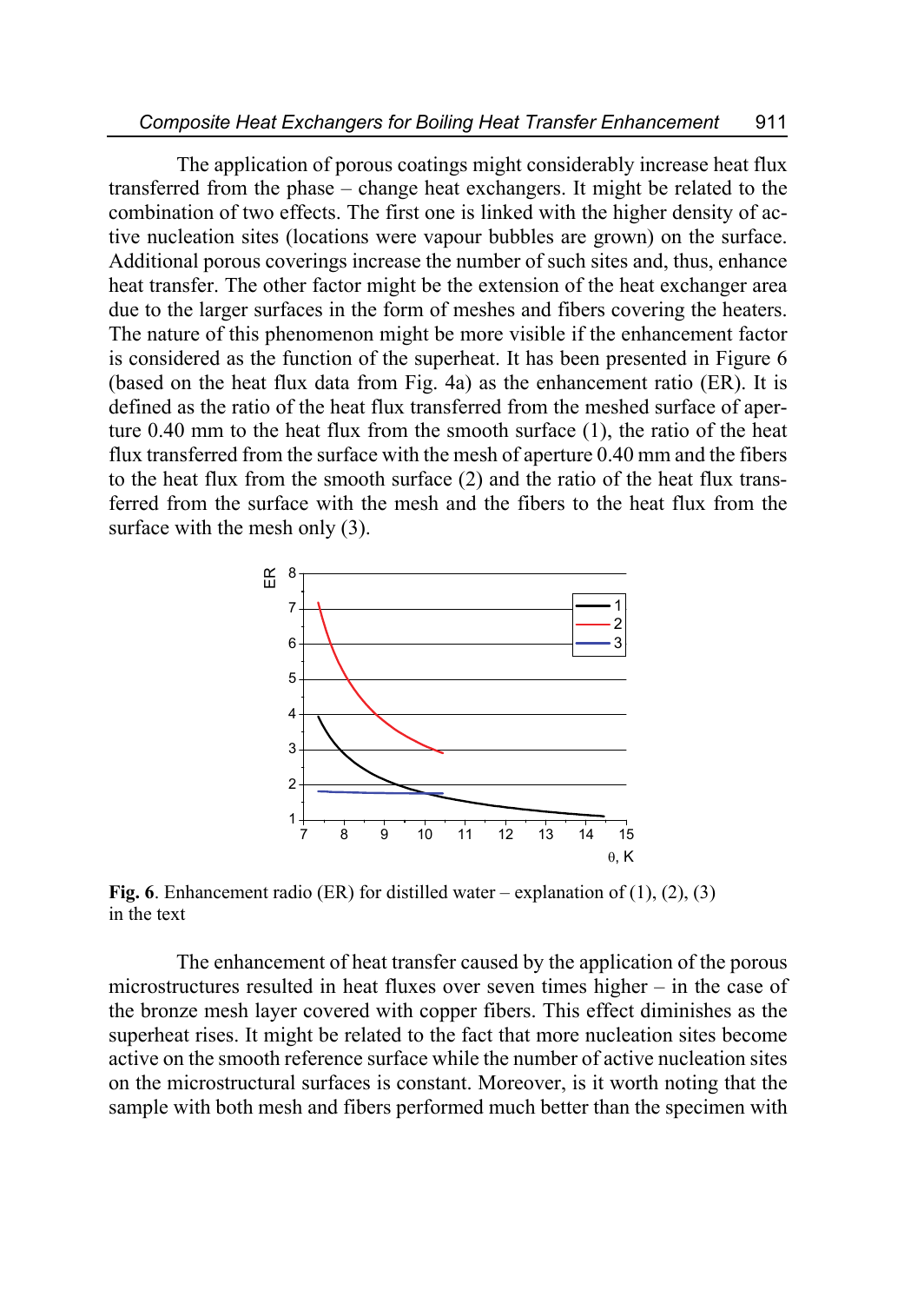The application of porous coatings might considerably increase heat flux transferred from the phase – change heat exchangers. It might be related to the combination of two effects. The first one is linked with the higher density of active nucleation sites (locations were vapour bubbles are grown) on the surface. Additional porous coverings increase the number of such sites and, thus, enhance heat transfer. The other factor might be the extension of the heat exchanger area due to the larger surfaces in the form of meshes and fibers covering the heaters. The nature of this phenomenon might be more visible if the enhancement factor is considered as the function of the superheat. It has been presented in Figure 6 (based on the heat flux data from Fig. 4a) as the enhancement ratio (ER). It is defined as the ratio of the heat flux transferred from the meshed surface of aperture 0.40 mm to the heat flux from the smooth surface (1), the ratio of the heat flux transferred from the surface with the mesh of aperture 0.40 mm and the fibers to the heat flux from the smooth surface (2) and the ratio of the heat flux transferred from the surface with the mesh and the fibers to the heat flux from the surface with the mesh only (3).

**Fig. 6**. Enhancement radio (ER) for distilled water – explanation of (1), (2), (3) in the text

The enhancement of heat transfer caused by the application of the porous microstructures resulted in heat fluxes over seven times higher – in the case of the bronze mesh layer covered with copper fibers. This effect diminishes as the superheat rises. It might be related to the fact that more nucleation sites become active on the smooth reference surface while the number of active nucleation sites on the microstructural surfaces is constant. Moreover, is it worth noting that the sample with both mesh and fibers performed much better than the specimen with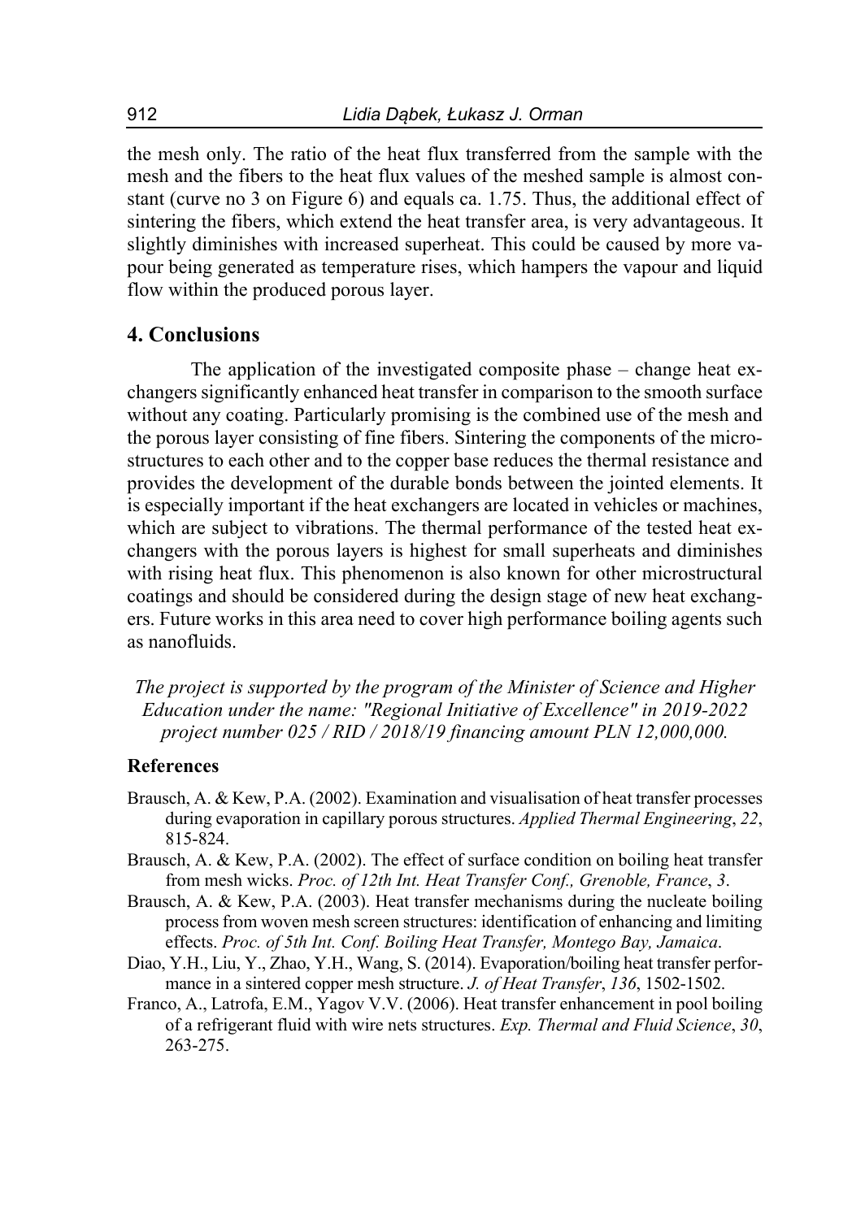the mesh only. The ratio of the heat flux transferred from the sample with the mesh and the fibers to the heat flux values of the meshed sample is almost constant (curve no 3 on Figure 6) and equals ca. 1.75. Thus, the additional effect of sintering the fibers, which extend the heat transfer area, is very advantageous. It slightly diminishes with increased superheat. This could be caused by more vapour being generated as temperature rises, which hampers the vapour and liquid flow within the produced porous layer.

## 4. Conclusions

The application of the investigated composite phase – change heat exchangers significantly enhanced heat transfer in comparison to the smooth surface without any coating. Particularly promising is the combined use of the mesh and the porous layer consisting of fine fibers. Sintering the components of the microstructures to each other and to the copper base reduces the thermal resistance and provides the development of the durable bonds between the jointed elements. It is especially important if the heat exchangers are located in vehicles or machines, which are subject to vibrations. The thermal performance of the tested heat exchangers with the porous layers is highest for small superheats and diminishes with rising heat flux. This phenomenon is also known for other microstructural coatings and should be considered during the design stage of new heat exchangers. Future works in this area need to cover high performance boiling agents such as nanofluids.

*The project is supported by the program of the Minister of Science and Higher Education under the name: "Regional Initiative of Excellence" in 2019-2022 project number 025 / RID / 2018/19 financing amount PLN 12,000,000.*

### References

Brausch, A. & Kew, P.A. (2002). Examination and visualisation of heat transfer processes during evaporation in capillary porous structures. *Applied Thermal Engineering*, *22*, 815-824.

Brausch, A. & Kew, P.A. (2002). The effect of surface condition on boiling heat transfer from mesh wicks. *Proc. of 12th Int. Heat Transfer Conf., Grenoble, France*, *3*.

Brausch, A. & Kew, P.A. (2003). Heat transfer mechanisms during the nucleate boiling process from woven mesh screen structures: identification of enhancing and limiting effects. *Proc. of 5th Int. Conf. Boiling Heat Transfer, Montego Bay, Jamaica*.

Diao, Y.H., Liu, Y., Zhao, Y.H., Wang, S. (2014). Evaporation/boiling heat transfer performance in a sintered copper mesh structure. *J. of Heat Transfer*, *136*, 1502-1502.

Franco, A., Latrofa, E.M., Yagov V.V. (2006). Heat transfer enhancement in pool boiling of a refrigerant fluid with wire nets structures. *Exp. Thermal and Fluid Science*, *30*, 263-275.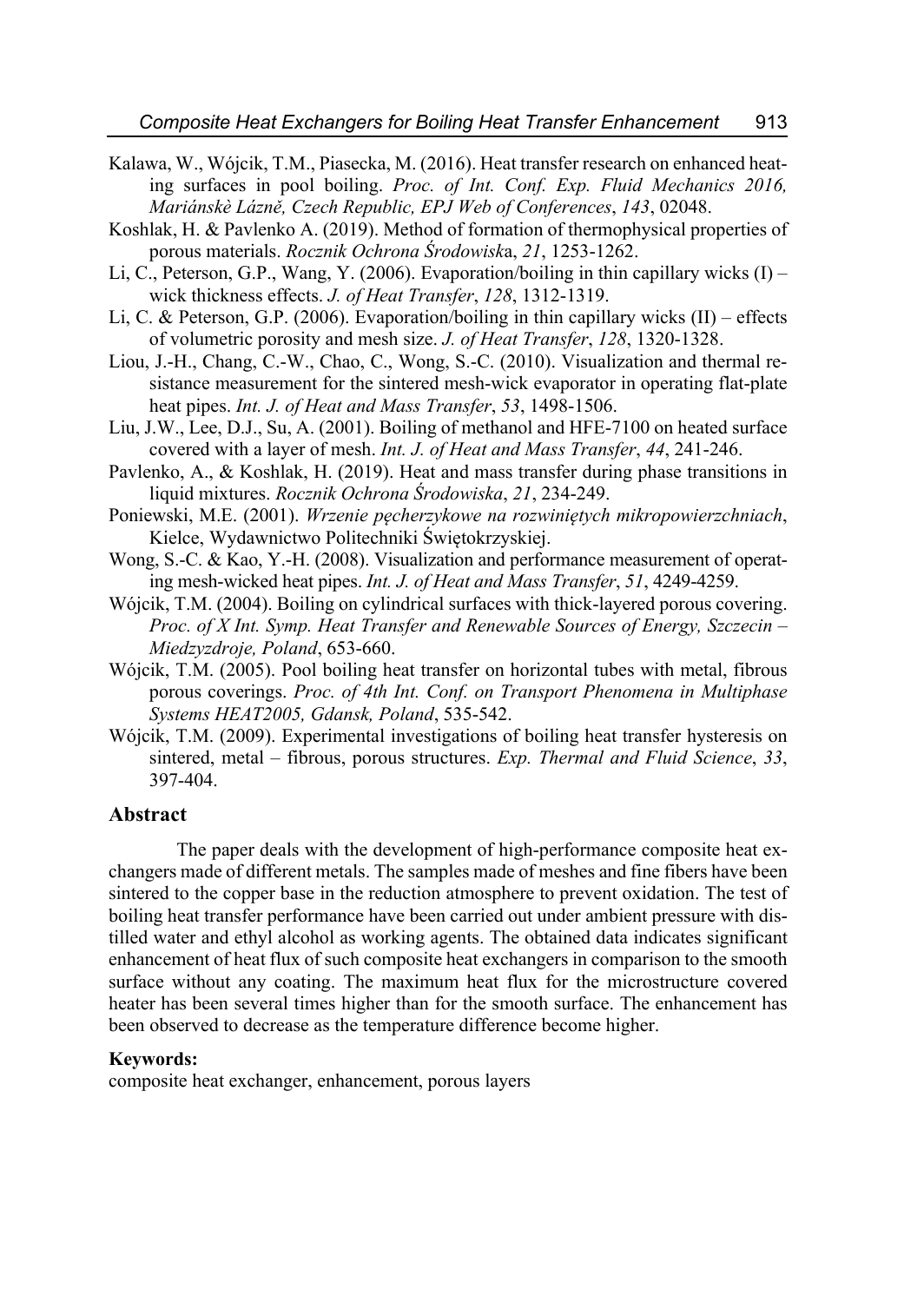Kalawa, W., Wójcik, T.M., Piasecka, M. (2016). Heat transfer research on enhanced heating surfaces in pool boiling. *Proc. of Int. Conf. Exp. Fluid Mechanics 2016, Mariánskè Lázně, Czech Republic, EPJ Web of Conferences*, *143*, 02048.

Koshlak, H. & Pavlenko A. (2019). Method of formation of thermophysical properties of porous materials. *Rocznik Ochrona Środowisk*a, *21*, 1253-1262.

Li, C., Peterson, G.P., Wang, Y. (2006). Evaporation/boiling in thin capillary wicks (I) – wick thickness effects. *J. of Heat Transfer*, *128*, 1312-1319.

Li, C. & Peterson, G.P. (2006). Evaporation/boiling in thin capillary wicks (II) – effects of volumetric porosity and mesh size. *J. of Heat Transfer*, *128*, 1320-1328.

Liou, J.-H., Chang, C.-W., Chao, C., Wong, S.-C. (2010). Visualization and thermal resistance measurement for the sintered mesh-wick evaporator in operating flat-plate heat pipes. *Int. J. of Heat and Mass Transfer*, *53*, 1498-1506.

Liu, J.W., Lee, D.J., Su, A. (2001). Boiling of methanol and HFE-7100 on heated surface covered with a layer of mesh. *Int. J. of Heat and Mass Transfer*, *44*, 241-246.

Pavlenko, A., & Koshlak, H. (2019). Heat and mass transfer during phase transitions in liquid mixtures. *Rocznik Ochrona Środowiska*, *21*, 234-249.

Poniewski, M.E. (2001). *Wrzenie pęcherzykowe na rozwiniętych mikropowierzchniach*, Kielce, Wydawnictwo Politechniki Świętokrzyskiej.

Wong, S.-C. & Kao, Y.-H. (2008). Visualization and performance measurement of operating mesh-wicked heat pipes. *Int. J. of Heat and Mass Transfer*, *51*, 4249-4259.

Wójcik, T.M. (2004). Boiling on cylindrical surfaces with thick-layered porous covering. *Proc. of X Int. Symp. Heat Transfer and Renewable Sources of Energy, Szczecin – Miedzyzdroje, Poland*, 653-660.

Wójcik, T.M. (2005). Pool boiling heat transfer on horizontal tubes with metal, fibrous porous coverings. *Proc. of 4th Int. Conf. on Transport Phenomena in Multiphase Systems HEAT2005, Gdansk, Poland*, 535-542.

Wójcik, T.M. (2009). Experimental investigations of boiling heat transfer hysteresis on sintered, metal – fibrous, porous structures. *Exp. Thermal and Fluid Science*, *33*, 397-404.

## Abstract

The paper deals with the development of high-performance composite heat exchangers made of different metals. The samples made of meshes and fine fibers have been sintered to the copper base in the reduction atmosphere to prevent oxidation. The test of boiling heat transfer performance have been carried out under ambient pressure with distilled water and ethyl alcohol as working agents. The obtained data indicates significant enhancement of heat flux of such composite heat exchangers in comparison to the smooth surface without any coating. The maximum heat flux for the microstructure covered heater has been several times higher than for the smooth surface. The enhancement has been observed to decrease as the temperature difference become higher.

**Keywords:**
composite heat exchanger, enhancement, porous layers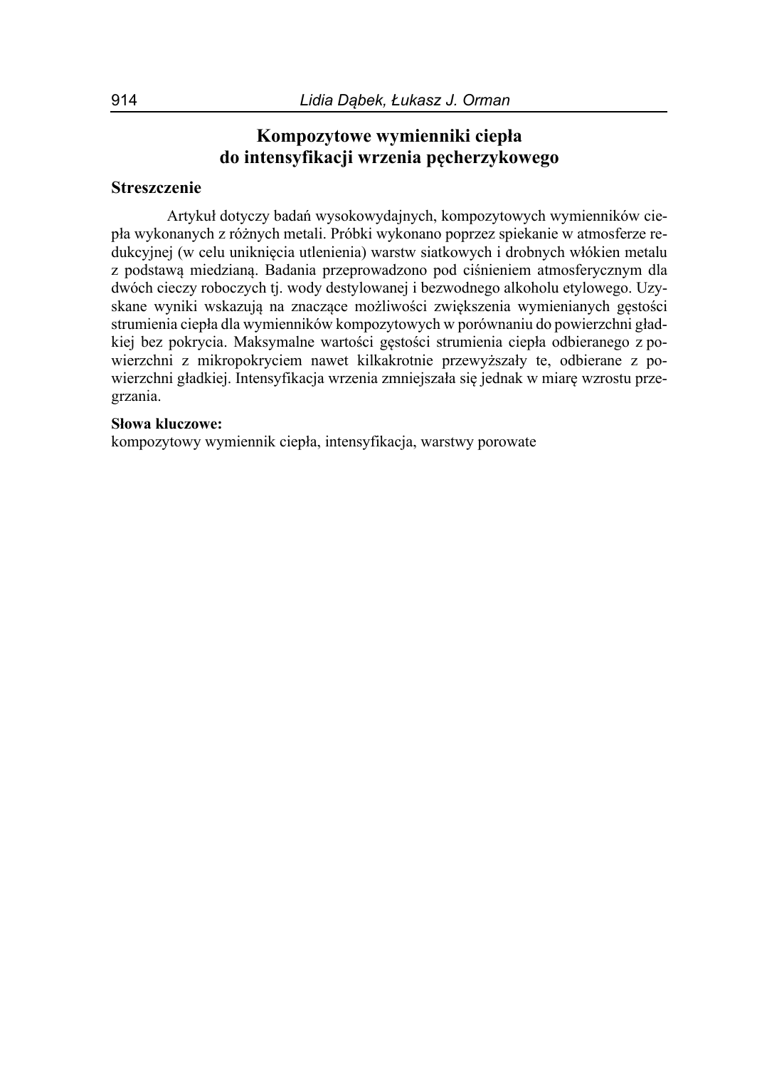## Kompozytowe wymienniki ciepła do intensyfikacji wrzenia pęcherzykowego

### Streszczenie

Artykuł dotyczy badań wysokowydajnych, kompozytowych wymienników ciepła wykonanych z różnych metali. Próbki wykonano poprzez spiekanie w atmosferze redukcyjnej (w celu uniknięcia utlenienia) warstw siatkowych i drobnych włókien metalu z podstawą miedzianą. Badania przeprowadzono pod ciśnieniem atmosferycznym dla dwóch cieczy roboczych tj. wody destylowanej i bezwodnego alkoholu etylowego. Uzyskane wyniki wskazują na znaczące możliwości zwiększenia wymienianych gęstości strumienia ciepła dla wymienników kompozytowych w porównaniu do powierzchni gładkiej bez pokrycia. Maksymalne wartości gęstości strumienia ciepła odbieranego z powierzchni z mikropokryciem nawet kilkakrotnie przewyższały te, odbierane z powierzchni gładkiej. Intensyfikacja wrzenia zmniejszała się jednak w miarę wzrostu przegrzania.

**Słowa kluczowe:**
kompozytowy wymiennik ciepła, intensyfikacja, warstwy porowate